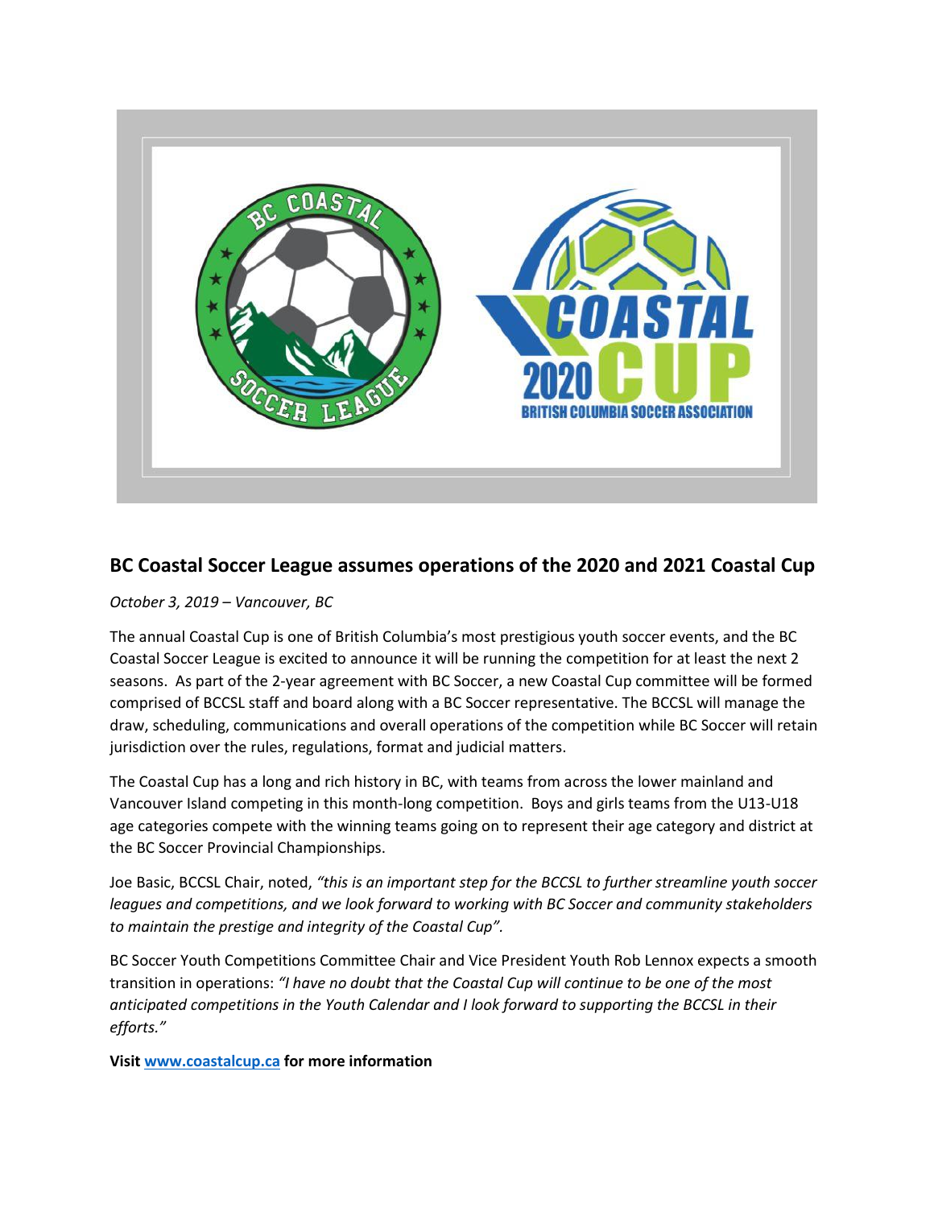## BC Coastal Soccer League assumes operations of the 2020 and 2021 Coastal Cup

*October 3, 2019 – Vancouver, BC*

The annual Coastal Cup is one of British Columbia's most prestigious youth soccer events, and the BC Coastal Soccer League is excited to announce it will be running the competition for at least the next 2 seasons. As part of the 2-year agreement with BC Soccer, a new Coastal Cup committee will be formed comprised of BCCSL staff and board along with a BC Soccer representative. The BCCSL will manage the draw, scheduling, communications and overall operations of the competition while BC Soccer will retain jurisdiction over the rules, regulations, format and judicial matters.

The Coastal Cup has a long and rich history in BC, with teams from across the lower mainland and Vancouver Island competing in this month-long competition. Boys and girls teams from the U13-U18 age categories compete with the winning teams going on to represent their age category and district at the BC Soccer Provincial Championships.

Joe Basic, BCCSL Chair, noted, *"this is an important step for the BCCSL to further streamline youth soccer leagues and competitions, and we look forward to working with BC Soccer and community stakeholders to maintain the prestige and integrity of the Coastal Cup".*

BC Soccer Youth Competitions Committee Chair and Vice President Youth Rob Lennox expects a smooth transition in operations: *"I have no doubt that the Coastal Cup will continue to be one of the most anticipated competitions in the Youth Calendar and I look forward to supporting the BCCSL in their efforts."*

**Visit [www.coastalcup.ca](http://www.coastalcup.ca) for more information**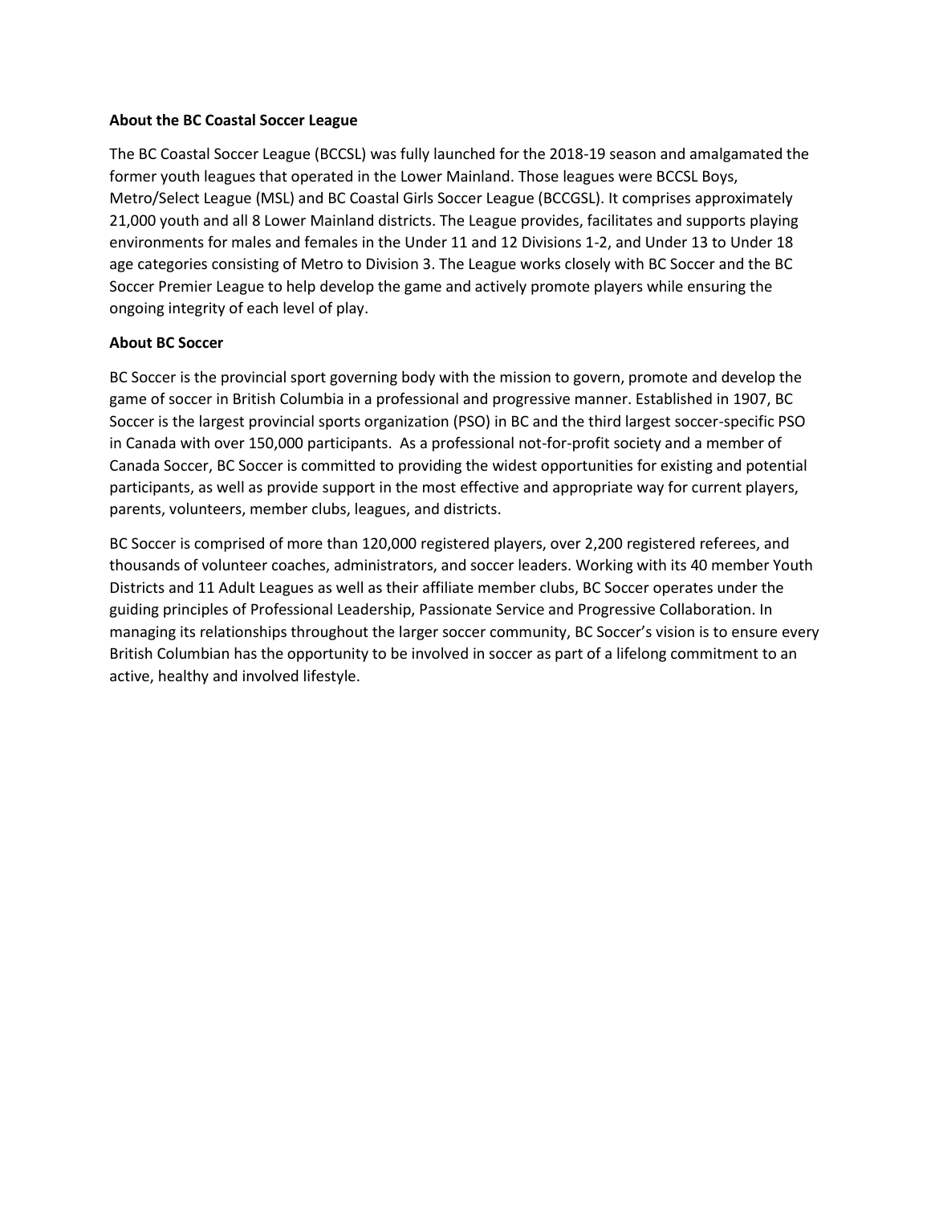**About the BC Coastal Soccer League**

The BC Coastal Soccer League (BCCSL) was fully launched for the 2018-19 season and amalgamated the former youth leagues that operated in the Lower Mainland. Those leagues were BCCSL Boys, Metro/Select League (MSL) and BC Coastal Girls Soccer League (BCCGSL). It comprises approximately 21,000 youth and all 8 Lower Mainland districts. The League provides, facilitates and supports playing environments for males and females in the Under 11 and 12 Divisions 1-2, and Under 13 to Under 18 age categories consisting of Metro to Division 3. The League works closely with BC Soccer and the BC Soccer Premier League to help develop the game and actively promote players while ensuring the ongoing integrity of each level of play.

**About BC Soccer**

BC Soccer is the provincial sport governing body with the mission to govern, promote and develop the game of soccer in British Columbia in a professional and progressive manner. Established in 1907, BC Soccer is the largest provincial sports organization (PSO) in BC and the third largest soccer-specific PSO in Canada with over 150,000 participants. As a professional not-for-profit society and a member of Canada Soccer, BC Soccer is committed to providing the widest opportunities for existing and potential participants, as well as provide support in the most effective and appropriate way for current players, parents, volunteers, member clubs, leagues, and districts.

BC Soccer is comprised of more than 120,000 registered players, over 2,200 registered referees, and thousands of volunteer coaches, administrators, and soccer leaders. Working with its 40 member Youth Districts and 11 Adult Leagues as well as their affiliate member clubs, BC Soccer operates under the guiding principles of Professional Leadership, Passionate Service and Progressive Collaboration. In managing its relationships throughout the larger soccer community, BC Soccer's vision is to ensure every British Columbian has the opportunity to be involved in soccer as part of a lifelong commitment to an active, healthy and involved lifestyle.